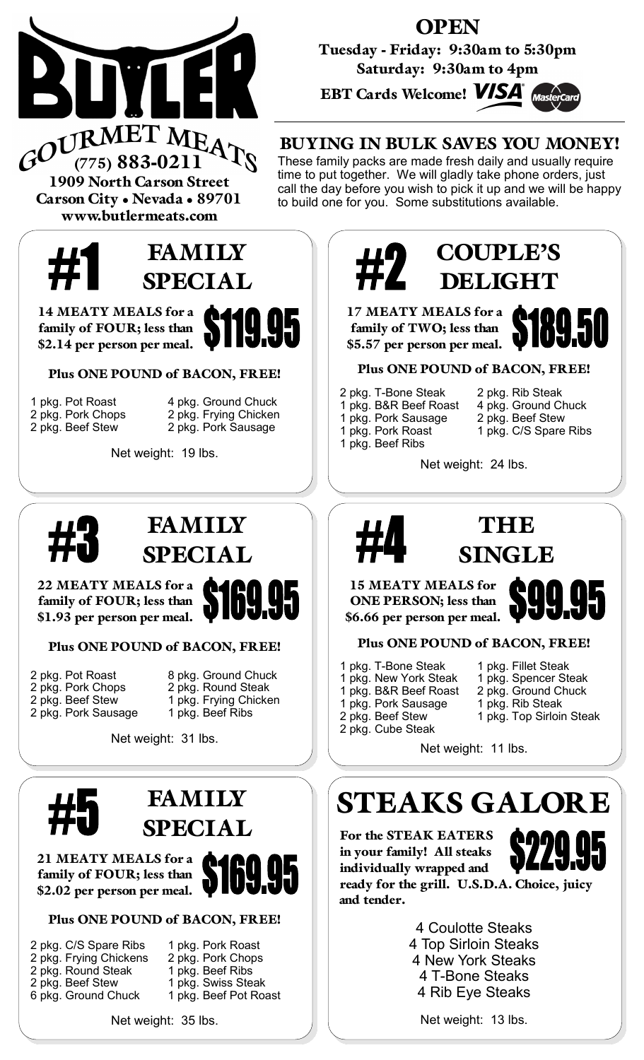# BUTLER GOURMET MEATS

(775) 883-0211
1909 North Carson Street
Carson City • Nevada • 89701
www.butlermeats.com

**OPEN**
Tuesday - Friday: 9:30am to 5:30pm
Saturday: 9:30am to 4pm
EBT Cards Welcome! VISA MasterCard

## BUYING IN BULK SAVES YOU MONEY!

These family packs are made fresh daily and usually require time to put together. We will gladly take phone orders, just call the day before you wish to pick it up and we will be happy to build one for you. Some substitutions available.

## #1 FAMILY SPECIAL

**14 MEATY MEALS for a family of FOUR; less than $2.14 per person per meal.**

**$119.95**

**Plus ONE POUND of BACON, FREE!**

- 1 pkg. Pot Roast
- 2 pkg. Pork Chops
- 2 pkg. Beef Stew
- 4 pkg. Ground Chuck
- 2 pkg. Frying Chicken
- 2 pkg. Pork Sausage

Net weight: 19 lbs.

## #2 COUPLE'S DELIGHT

**17 MEATY MEALS for a family of TWO; less than $5.57 per person per meal.**

**$189.50**

**Plus ONE POUND of BACON, FREE!**

- 2 pkg. T-Bone Steak
- 1 pkg. B&R Beef Roast
- 1 pkg. Pork Sausage
- 1 pkg. Pork Roast
- 1 pkg. Beef Ribs
- 2 pkg. Rib Steak
- 4 pkg. Ground Chuck
- 2 pkg. Beef Stew
- 1 pkg. C/S Spare Ribs

Net weight: 24 lbs.

## #3 FAMILY SPECIAL

**22 MEATY MEALS for a family of FOUR; less than $1.93 per person per meal.**

**$169.95**

**Plus ONE POUND of BACON, FREE!**

- 2 pkg. Pot Roast
- 2 pkg. Pork Chops
- 2 pkg. Beef Stew
- 2 pkg. Pork Sausage
- 8 pkg. Ground Chuck
- 2 pkg. Round Steak
- 1 pkg. Frying Chicken
- 1 pkg. Beef Ribs

Net weight: 31 lbs.

## #4 THE SINGLE

**15 MEATY MEALS for ONE PERSON; less than $6.66 per person per meal.**

**$99.95**

**Plus ONE POUND of BACON, FREE!**

- 1 pkg. T-Bone Steak
- 1 pkg. New York Steak
- 1 pkg. B&R Beef Roast
- 1 pkg. Pork Sausage
- 2 pkg. Beef Stew
- 2 pkg. Cube Steak
- 1 pkg. Fillet Steak
- 1 pkg. Spencer Steak
- 2 pkg. Ground Chuck
- 1 pkg. Rib Steak
- 1 pkg. Top Sirloin Steak

Net weight: 11 lbs.

## #5 FAMILY SPECIAL

**21 MEATY MEALS for a family of FOUR; less than $2.02 per person per meal.**

**$169.95**

**Plus ONE POUND of BACON, FREE!**

- 2 pkg. C/S Spare Ribs
- 2 pkg. Frying Chickens
- 2 pkg. Round Steak
- 2 pkg. Beef Stew
- 6 pkg. Ground Chuck
- 1 pkg. Pork Roast
- 2 pkg. Pork Chops
- 1 pkg. Beef Ribs
- 1 pkg. Swiss Steak
- 1 pkg. Beef Pot Roast

Net weight: 35 lbs.

## STEAKS GALORE

**$229.95**

**For the STEAK EATERS in your family! All steaks individually wrapped and ready for the grill. U.S.D.A. Choice, juicy and tender.**

- 4 Coulotte Steaks
- 4 Top Sirloin Steaks
- 4 New York Steaks
- 4 T-Bone Steaks
- 4 Rib Eye Steaks

Net weight: 13 lbs.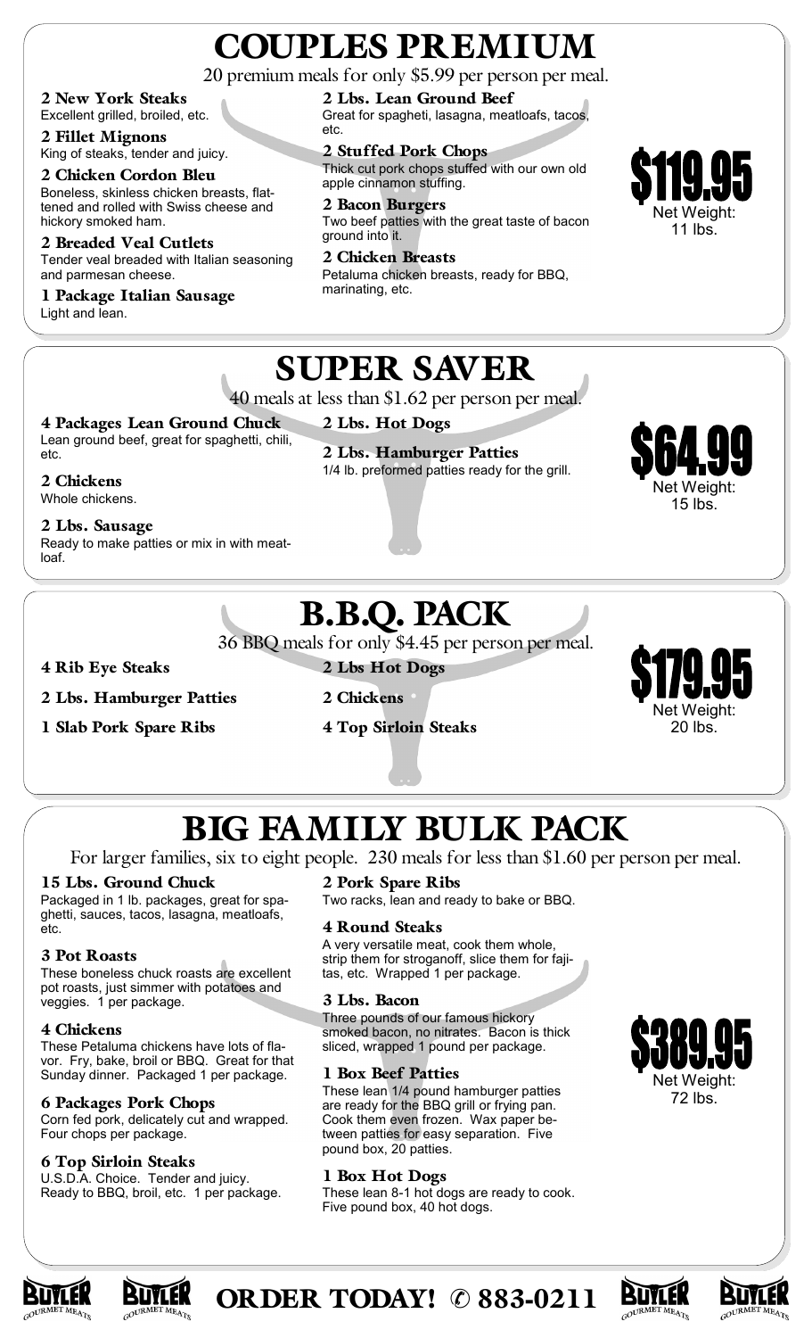# COUPLES PREMIUM

20 premium meals for only $5.99 per person per meal.

**2 New York Steaks**
Excellent grilled, broiled, etc.

**2 Fillet Mignons**
King of steaks, tender and juicy.

**2 Chicken Cordon Bleu**
Boneless, skinless chicken breasts, flattened and rolled with Swiss cheese and hickory smoked ham.

**2 Breaded Veal Cutlets**
Tender veal breaded with Italian seasoning and parmesan cheese.

**1 Package Italian Sausage**
Light and lean.

**2 Lbs. Lean Ground Beef**
Great for spagheti, lasagna, meatloafs, tacos, etc.

**2 Stuffed Pork Chops**
Thick cut pork chops stuffed with our own old apple cinnamon stuffing.

**2 Bacon Burgers**
Two beef patties with the great taste of bacon ground into it.

**2 Chicken Breasts**
Petaluma chicken breasts, ready for BBQ, marinating, etc.

**$119.95**
Net Weight: 11 lbs.

# SUPER SAVER

40 meals at less than $1.62 per person per meal.

**4 Packages Lean Ground Chuck**
Lean ground beef, great for spaghetti, chili, etc.

**2 Chickens**
Whole chickens.

**2 Lbs. Sausage**
Ready to make patties or mix in with meatloaf.

**2 Lbs. Hot Dogs**

**2 Lbs. Hamburger Patties**
1/4 lb. preformed patties ready for the grill.

**$64.99**
Net Weight: 15 lbs.

# B.B.Q. PACK

36 BBQ meals for only $4.45 per person per meal.

**4 Rib Eye Steaks**

**2 Lbs. Hamburger Patties**

**1 Slab Pork Spare Ribs**

**2 Lbs Hot Dogs**

**2 Chickens**

**4 Top Sirloin Steaks**

**$179.95**
Net Weight: 20 lbs.

# BIG FAMILY BULK PACK

For larger families, six to eight people. 230 meals for less than $1.60 per person per meal.

**15 Lbs. Ground Chuck**
Packaged in 1 lb. packages, great for spaghetti, sauces, tacos, lasagna, meatloafs, etc.

**3 Pot Roasts**
These boneless chuck roasts are excellent pot roasts, just simmer with potatoes and veggies. 1 per package.

**4 Chickens**
These Petaluma chickens have lots of flavor. Fry, bake, broil or BBQ. Great for that Sunday dinner. Packaged 1 per package.

**6 Packages Pork Chops**
Corn fed pork, delicately cut and wrapped. Four chops per package.

**6 Top Sirloin Steaks**
U.S.D.A. Choice. Tender and juicy. Ready to BBQ, broil, etc. 1 per package.

**2 Pork Spare Ribs**
Two racks, lean and ready to bake or BBQ.

**4 Round Steaks**
A very versatile meat, cook them whole, strip them for stroganoff, slice them for fajitas, etc. Wrapped 1 per package.

**3 Lbs. Bacon**
Three pounds of our famous hickory smoked bacon, no nitrates. Bacon is thick sliced, wrapped 1 pound per package.

**1 Box Beef Patties**
These lean 1/4 pound hamburger patties are ready for the BBQ grill or frying pan. Cook them even frozen. Wax paper between patties for easy separation. Five pound box, 20 patties.

**1 Box Hot Dogs**
These lean 8-1 hot dogs are ready to cook. Five pound box, 40 hot dogs.

**$389.95**
Net Weight: 72 lbs.

Butler Gourmet Meats

**ORDER TODAY! ✆ 883-0211**